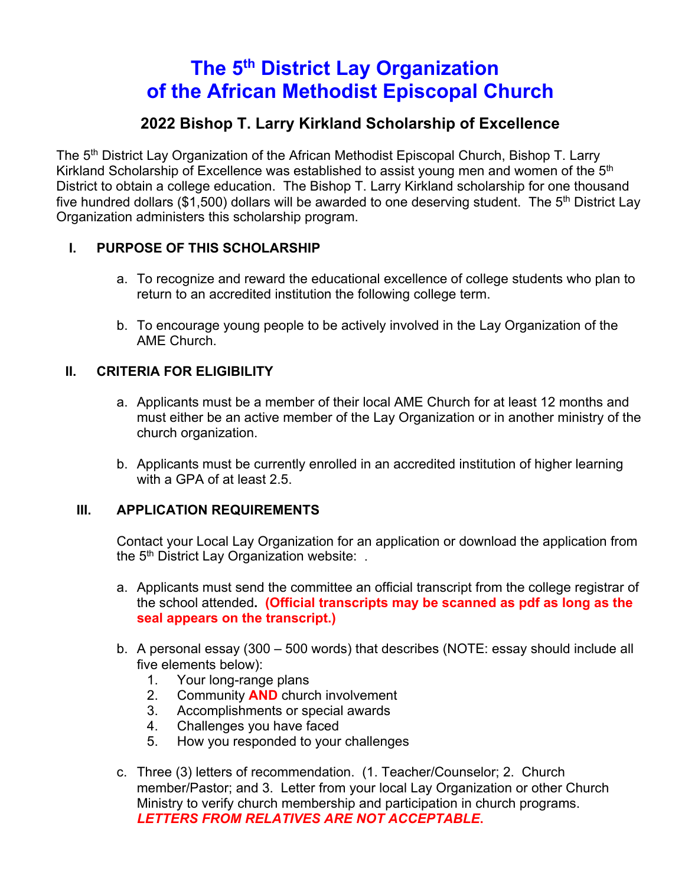# The 5th District Lay Organization of the African Methodist Episcopal Church

## 2022 Bishop T. Larry Kirkland Scholarship of Excellence

The 5th District Lay Organization of the African Methodist Episcopal Church, Bishop T. Larry Kirkland Scholarship of Excellence was established to assist young men and women of the 5th District to obtain a college education. The Bishop T. Larry Kirkland scholarship for one thousand five hundred dollars ($1,500) dollars will be awarded to one deserving student. The 5th District Lay Organization administers this scholarship program.

### I. PURPOSE OF THIS SCHOLARSHIP

a. To recognize and reward the educational excellence of college students who plan to return to an accredited institution the following college term.

b. To encourage young people to be actively involved in the Lay Organization of the AME Church.

### II. CRITERIA FOR ELIGIBILITY

a. Applicants must be a member of their local AME Church for at least 12 months and must either be an active member of the Lay Organization or in another ministry of the church organization.

b. Applicants must be currently enrolled in an accredited institution of higher learning with a GPA of at least 2.5.

### III. APPLICATION REQUIREMENTS

Contact your Local Lay Organization for an application or download the application from the 5th District Lay Organization website: .

a. Applicants must send the committee an official transcript from the college registrar of the school attended. **(Official transcripts may be scanned as pdf as long as the seal appears on the transcript.)**

b. A personal essay (300 – 500 words) that describes (NOTE: essay should include all five elements below):
   1. Your long-range plans
   2. Community **AND** church involvement
   3. Accomplishments or special awards
   4. Challenges you have faced
   5. How you responded to your challenges

c. Three (3) letters of recommendation. (1. Teacher/Counselor; 2. Church member/Pastor; and 3. Letter from your local Lay Organization or other Church Ministry to verify church membership and participation in church programs. ***LETTERS FROM RELATIVES ARE NOT ACCEPTABLE.***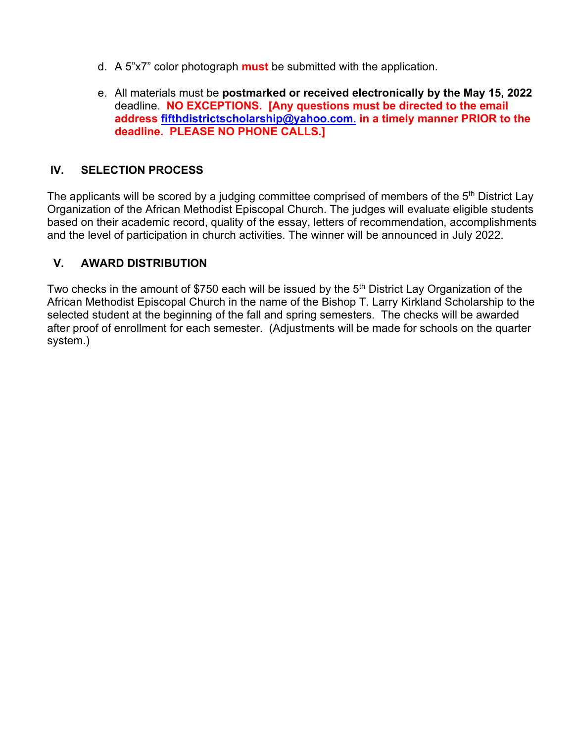d. A 5"x7" color photograph **must** be submitted with the application.

e. All materials must be **postmarked or received electronically by the May 15, 2022** deadline. **NO EXCEPTIONS. [Any questions must be directed to the email address fifthdistrictscholarship@yahoo.com. in a timely manner PRIOR to the deadline. PLEASE NO PHONE CALLS.]**

## IV. SELECTION PROCESS

The applicants will be scored by a judging committee comprised of members of the 5th District Lay Organization of the African Methodist Episcopal Church. The judges will evaluate eligible students based on their academic record, quality of the essay, letters of recommendation, accomplishments and the level of participation in church activities. The winner will be announced in July 2022.

## V. AWARD DISTRIBUTION

Two checks in the amount of $750 each will be issued by the 5th District Lay Organization of the African Methodist Episcopal Church in the name of the Bishop T. Larry Kirkland Scholarship to the selected student at the beginning of the fall and spring semesters. The checks will be awarded after proof of enrollment for each semester. (Adjustments will be made for schools on the quarter system.)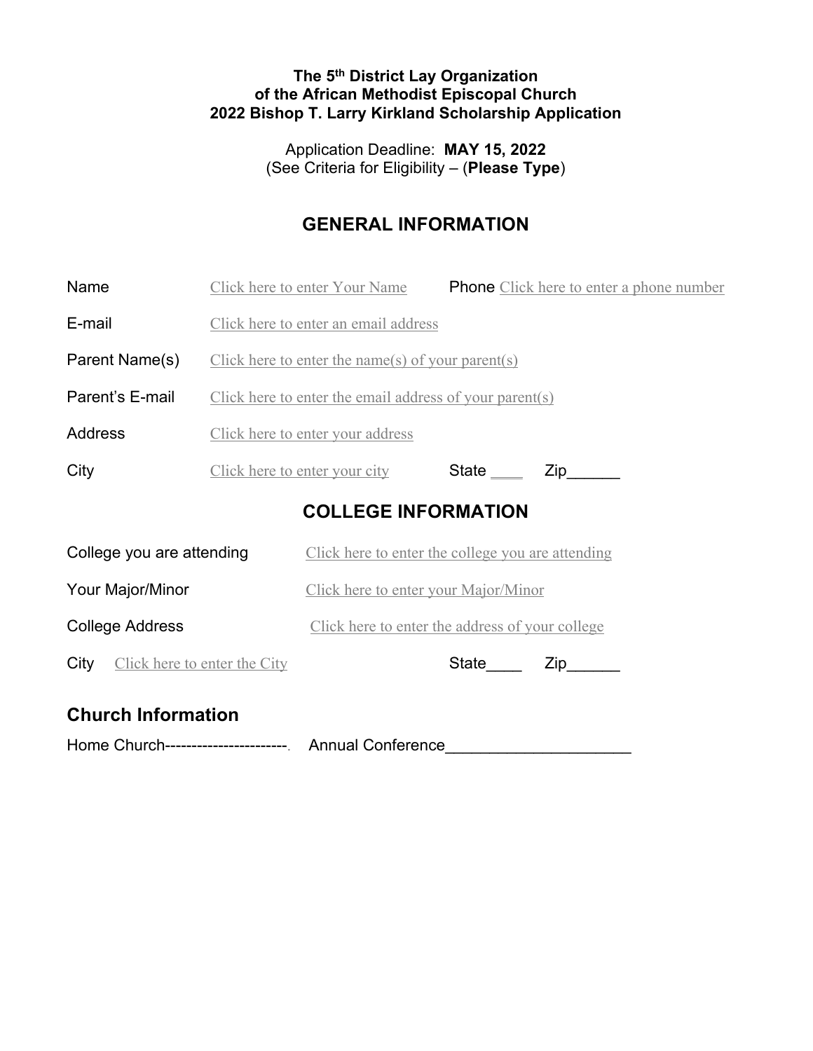**The 5th District Lay Organization**
**of the African Methodist Episcopal Church**
**2022 Bishop T. Larry Kirkland Scholarship Application**

Application Deadline: **MAY 15, 2022**
(See Criteria for Eligibility – (**Please Type**)

## GENERAL INFORMATION

Name Click here to enter Your Name Phone Click here to enter a phone number

E-mail Click here to enter an email address

Parent Name(s) Click here to enter the name(s) of your parent(s)

Parent's E-mail Click here to enter the email address of your parent(s)

Address Click here to enter your address

City Click here to enter your city State ____ Zip______

## COLLEGE INFORMATION

College you are attending Click here to enter the college you are attending

Your Major/Minor Click here to enter your Major/Minor

College Address Click here to enter the address of your college

City Click here to enter the City State____ Zip______

## Church Information

Home Church-----------------------. Annual Conference_____________________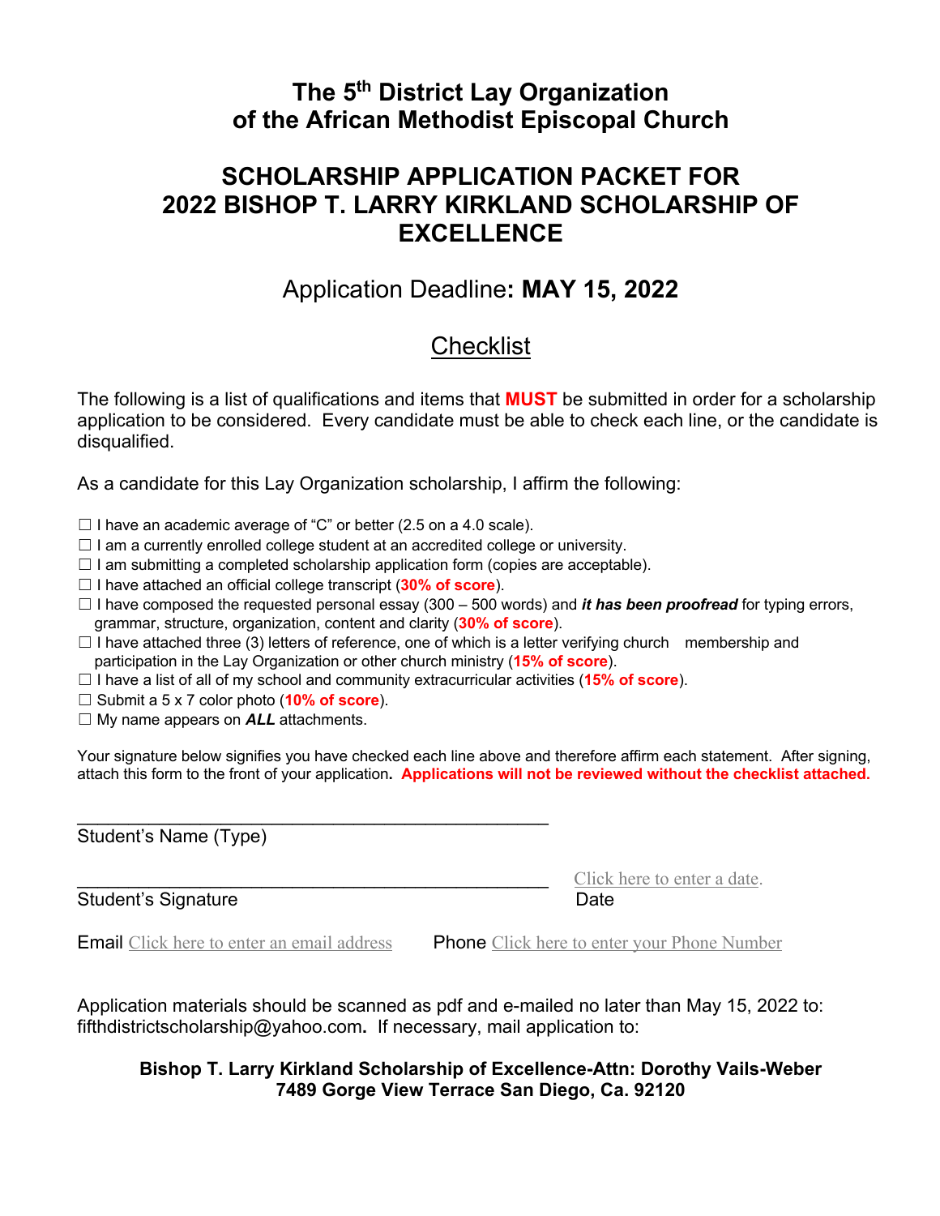# The 5th District Lay Organization of the African Methodist Episcopal Church

## SCHOLARSHIP APPLICATION PACKET FOR 2022 BISHOP T. LARRY KIRKLAND SCHOLARSHIP OF EXCELLENCE

### Application Deadline: **MAY 15, 2022**

### Checklist

The following is a list of qualifications and items that **MUST** be submitted in order for a scholarship application to be considered. Every candidate must be able to check each line, or the candidate is disqualified.

As a candidate for this Lay Organization scholarship, I affirm the following:

☐ I have an academic average of "C" or better (2.5 on a 4.0 scale).
☐ I am a currently enrolled college student at an accredited college or university.
☐ I am submitting a completed scholarship application form (copies are acceptable).
☐ I have attached an official college transcript (**30% of score**).
☐ I have composed the requested personal essay (300 – 500 words) and ***it has been proofread*** for typing errors, grammar, structure, organization, content and clarity (**30% of score**).
☐ I have attached three (3) letters of reference, one of which is a letter verifying church membership and participation in the Lay Organization or other church ministry (**15% of score**).
☐ I have a list of all of my school and community extracurricular activities (**15% of score**).
☐ Submit a 5 x 7 color photo (**10% of score**).
☐ My name appears on ***ALL*** attachments.

Your signature below signifies you have checked each line above and therefore affirm each statement. After signing, attach this form to the front of your application. **Applications will not be reviewed without the checklist attached.**

______________________________________________
Student's Name (Type)

______________________________________________ Click here to enter a date.
Student's Signature Date

Email Click here to enter an email address Phone Click here to enter your Phone Number

Application materials should be scanned as pdf and e-mailed no later than May 15, 2022 to: fifthdistrictscholarship@yahoo.com. If necessary, mail application to:

**Bishop T. Larry Kirkland Scholarship of Excellence-Attn: Dorothy Vails-Weber**
**7489 Gorge View Terrace San Diego, Ca. 92120**